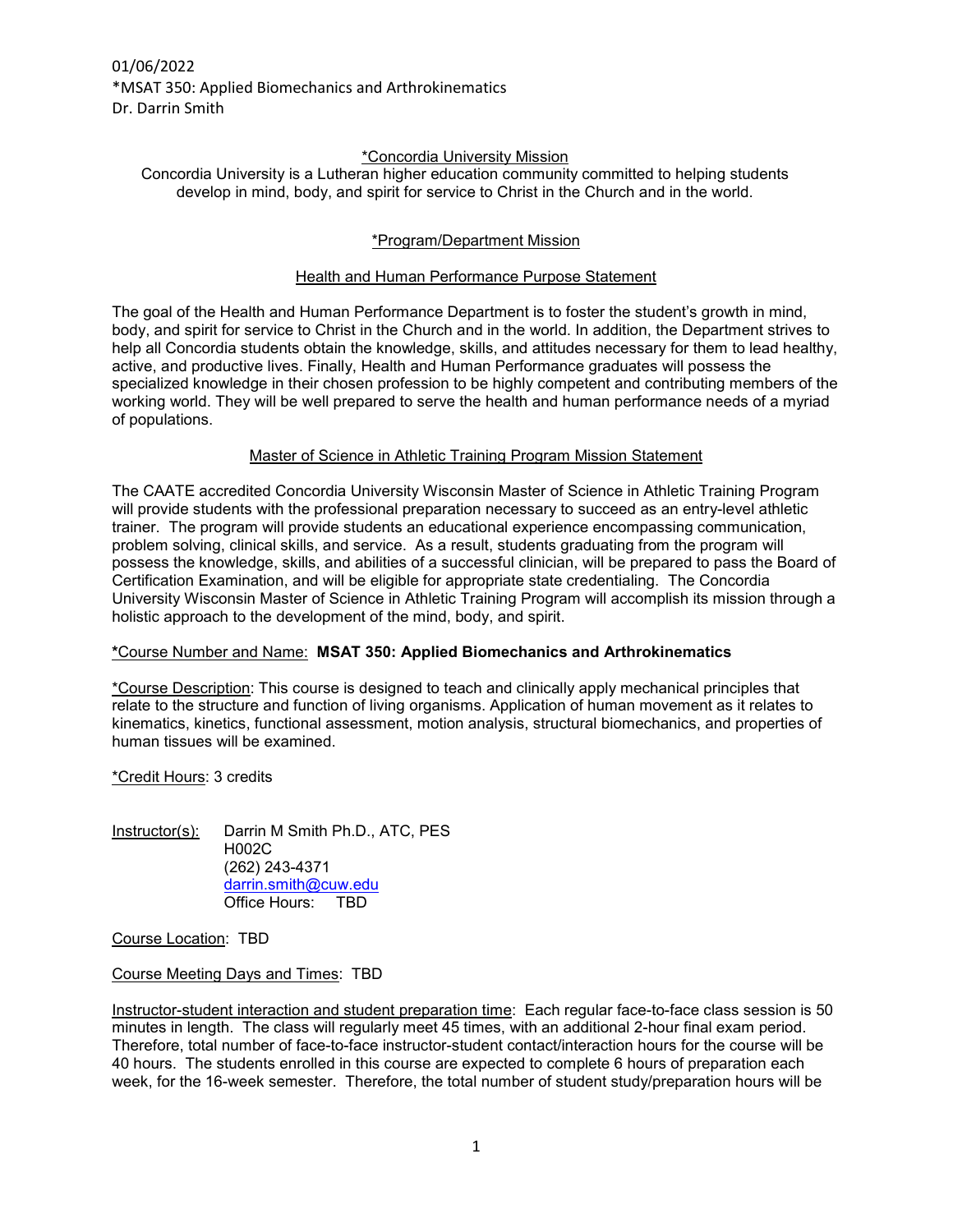01/06/2022
*MSAT 350: Applied Biomechanics and Arthrokinematics
Dr. Darrin Smith

## *Concordia University Mission

Concordia University is a Lutheran higher education community committed to helping students develop in mind, body, and spirit for service to Christ in the Church and in the world.

## *Program/Department Mission

### Health and Human Performance Purpose Statement

The goal of the Health and Human Performance Department is to foster the student's growth in mind, body, and spirit for service to Christ in the Church and in the world. In addition, the Department strives to help all Concordia students obtain the knowledge, skills, and attitudes necessary for them to lead healthy, active, and productive lives. Finally, Health and Human Performance graduates will possess the specialized knowledge in their chosen profession to be highly competent and contributing members of the working world. They will be well prepared to serve the health and human performance needs of a myriad of populations.

### Master of Science in Athletic Training Program Mission Statement

The CAATE accredited Concordia University Wisconsin Master of Science in Athletic Training Program will provide students with the professional preparation necessary to succeed as an entry-level athletic trainer. The program will provide students an educational experience encompassing communication, problem solving, clinical skills, and service. As a result, students graduating from the program will possess the knowledge, skills, and abilities of a successful clinician, will be prepared to pass the Board of Certification Examination, and will be eligible for appropriate state credentialing. The Concordia University Wisconsin Master of Science in Athletic Training Program will accomplish its mission through a holistic approach to the development of the mind, body, and spirit.

*Course Number and Name: **MSAT 350: Applied Biomechanics and Arthrokinematics**

*Course Description: This course is designed to teach and clinically apply mechanical principles that relate to the structure and function of living organisms. Application of human movement as it relates to kinematics, kinetics, functional assessment, motion analysis, structural biomechanics, and properties of human tissues will be examined.

*Credit Hours: 3 credits

Instructor(s): Darrin M Smith Ph.D., ATC, PES
H002C
(262) 243-4371
darrin.smith@cuw.edu
Office Hours: TBD

Course Location: TBD

Course Meeting Days and Times: TBD

Instructor-student interaction and student preparation time: Each regular face-to-face class session is 50 minutes in length. The class will regularly meet 45 times, with an additional 2-hour final exam period. Therefore, total number of face-to-face instructor-student contact/interaction hours for the course will be 40 hours. The students enrolled in this course are expected to complete 6 hours of preparation each week, for the 16-week semester. Therefore, the total number of student study/preparation hours will be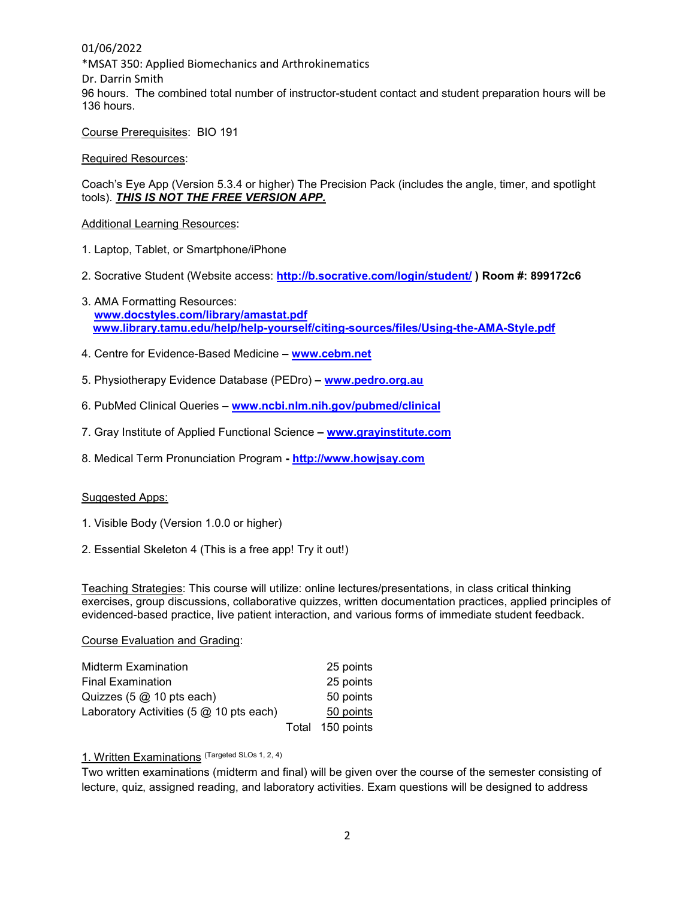96 hours. The combined total number of instructor-student contact and student preparation hours will be 136 hours.

Course Prerequisites: BIO 191

Required Resources:

Coach's Eye App (Version 5.3.4 or higher) The Precision Pack (includes the angle, timer, and spotlight tools). ***THIS IS NOT THE FREE VERSION APP.***

Additional Learning Resources:

1. Laptop, Tablet, or Smartphone/iPhone
2. Socrative Student (Website access: **http://b.socrative.com/login/student/ ) Room #: 899172c6**
3. AMA Formatting Resources:
   **www.docstyles.com/library/amastat.pdf**
   **www.library.tamu.edu/help/help-yourself/citing-sources/files/Using-the-AMA-Style.pdf**
4. Centre for Evidence-Based Medicine **– www.cebm.net**
5. Physiotherapy Evidence Database (PEDro) **– www.pedro.org.au**
6. PubMed Clinical Queries **– www.ncbi.nlm.nih.gov/pubmed/clinical**
7. Gray Institute of Applied Functional Science **– www.grayinstitute.com**
8. Medical Term Pronunciation Program **- http://www.howjsay.com**

Suggested Apps:

1. Visible Body (Version 1.0.0 or higher)
2. Essential Skeleton 4 (This is a free app! Try it out!)

Teaching Strategies: This course will utilize: online lectures/presentations, in class critical thinking exercises, group discussions, collaborative quizzes, written documentation practices, applied principles of evidenced-based practice, live patient interaction, and various forms of immediate student feedback.

Course Evaluation and Grading:

| | |
|---|---|
| Midterm Examination | 25 points |
| Final Examination | 25 points |
| Quizzes (5 @ 10 pts each) | 50 points |
| Laboratory Activities (5 @ 10 pts each) | 50 points |
| Total | 150 points |

1. Written Examinations (Targeted SLOs 1, 2, 4)

Two written examinations (midterm and final) will be given over the course of the semester consisting of lecture, quiz, assigned reading, and laboratory activities. Exam questions will be designed to address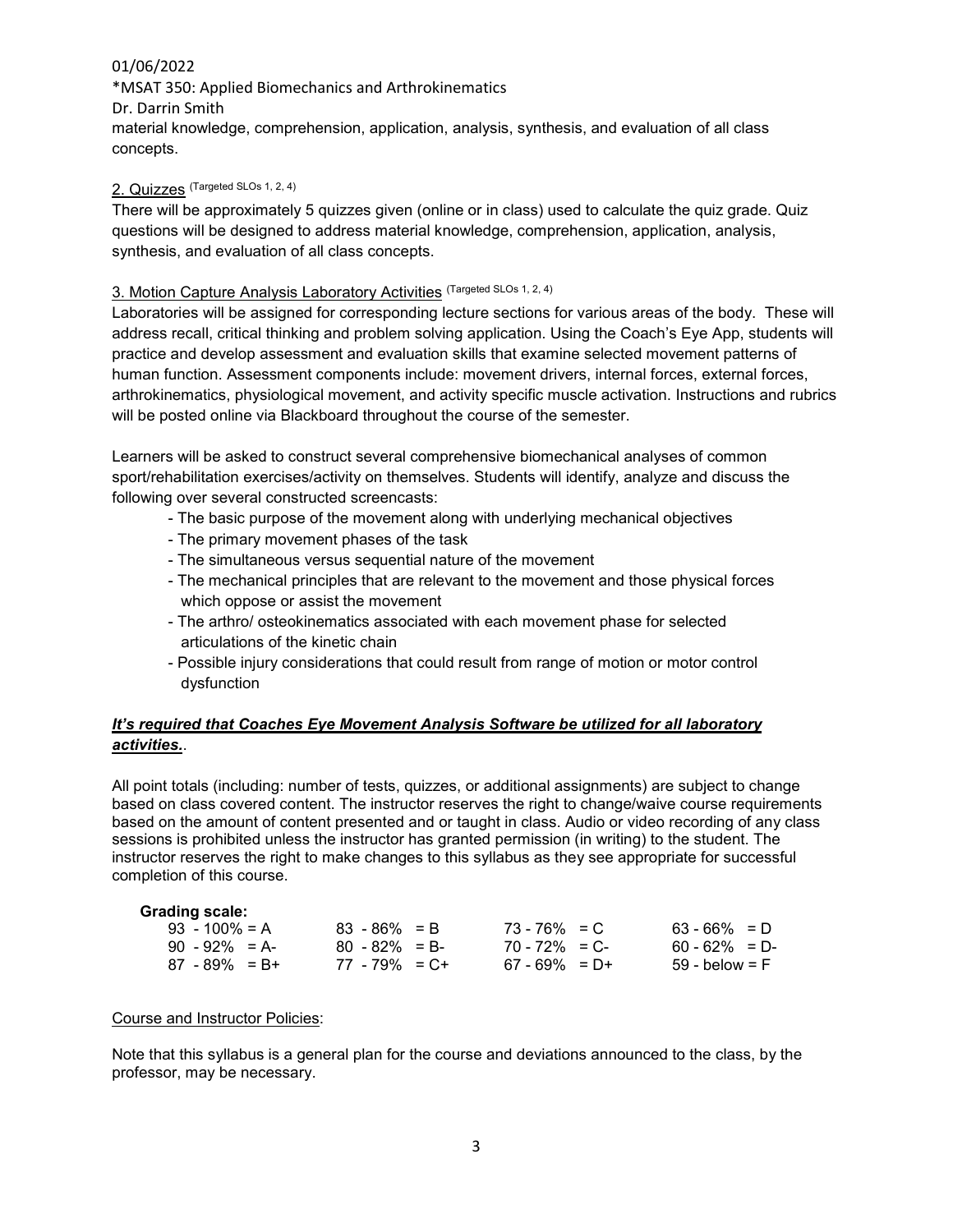material knowledge, comprehension, application, analysis, synthesis, and evaluation of all class concepts.

2. Quizzes (Targeted SLOs 1, 2, 4)

There will be approximately 5 quizzes given (online or in class) used to calculate the quiz grade. Quiz questions will be designed to address material knowledge, comprehension, application, analysis, synthesis, and evaluation of all class concepts.

3. Motion Capture Analysis Laboratory Activities (Targeted SLOs 1, 2, 4)

Laboratories will be assigned for corresponding lecture sections for various areas of the body. These will address recall, critical thinking and problem solving application. Using the Coach's Eye App, students will practice and develop assessment and evaluation skills that examine selected movement patterns of human function. Assessment components include: movement drivers, internal forces, external forces, arthrokinematics, physiological movement, and activity specific muscle activation. Instructions and rubrics will be posted online via Blackboard throughout the course of the semester.

Learners will be asked to construct several comprehensive biomechanical analyses of common sport/rehabilitation exercises/activity on themselves. Students will identify, analyze and discuss the following over several constructed screencasts:

- The basic purpose of the movement along with underlying mechanical objectives
- The primary movement phases of the task
- The simultaneous versus sequential nature of the movement
- The mechanical principles that are relevant to the movement and those physical forces which oppose or assist the movement
- The arthro/ osteokinematics associated with each movement phase for selected articulations of the kinetic chain
- Possible injury considerations that could result from range of motion or motor control dysfunction

***It's required that Coaches Eye Movement Analysis Software be utilized for all laboratory activities.***.

All point totals (including: number of tests, quizzes, or additional assignments) are subject to change based on class covered content. The instructor reserves the right to change/waive course requirements based on the amount of content presented and or taught in class. Audio or video recording of any class sessions is prohibited unless the instructor has granted permission (in writing) to the student. The instructor reserves the right to make changes to this syllabus as they see appropriate for successful completion of this course.

**Grading scale:**

| | | | |
|---|---|---|---|
| 93 - 100% = A | 83 - 86% = B | 73 - 76% = C | 63 - 66% = D |
| 90 - 92% = A- | 80 - 82% = B- | 70 - 72% = C- | 60 - 62% = D- |
| 87 - 89% = B+ | 77 - 79% = C+ | 67 - 69% = D+ | 59 - below = F |

Course and Instructor Policies:

Note that this syllabus is a general plan for the course and deviations announced to the class, by the professor, may be necessary.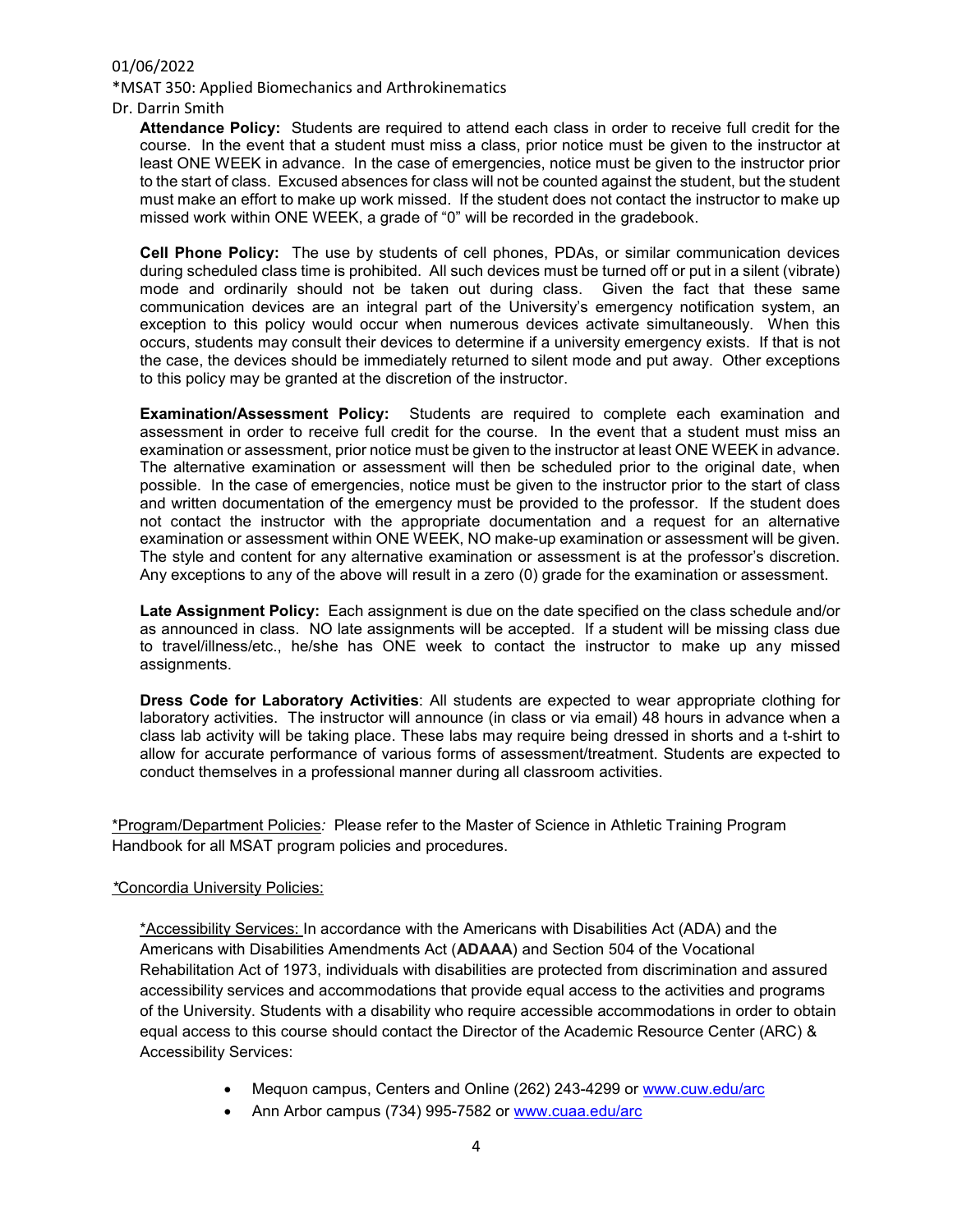**Attendance Policy:** Students are required to attend each class in order to receive full credit for the course. In the event that a student must miss a class, prior notice must be given to the instructor at least ONE WEEK in advance. In the case of emergencies, notice must be given to the instructor prior to the start of class. Excused absences for class will not be counted against the student, but the student must make an effort to make up work missed. If the student does not contact the instructor to make up missed work within ONE WEEK, a grade of "0" will be recorded in the gradebook.

**Cell Phone Policy:** The use by students of cell phones, PDAs, or similar communication devices during scheduled class time is prohibited. All such devices must be turned off or put in a silent (vibrate) mode and ordinarily should not be taken out during class. Given the fact that these same communication devices are an integral part of the University's emergency notification system, an exception to this policy would occur when numerous devices activate simultaneously. When this occurs, students may consult their devices to determine if a university emergency exists. If that is not the case, the devices should be immediately returned to silent mode and put away. Other exceptions to this policy may be granted at the discretion of the instructor.

**Examination/Assessment Policy:** Students are required to complete each examination and assessment in order to receive full credit for the course. In the event that a student must miss an examination or assessment, prior notice must be given to the instructor at least ONE WEEK in advance. The alternative examination or assessment will then be scheduled prior to the original date, when possible. In the case of emergencies, notice must be given to the instructor prior to the start of class and written documentation of the emergency must be provided to the professor. If the student does not contact the instructor with the appropriate documentation and a request for an alternative examination or assessment within ONE WEEK, NO make-up examination or assessment will be given. The style and content for any alternative examination or assessment is at the professor's discretion. Any exceptions to any of the above will result in a zero (0) grade for the examination or assessment.

**Late Assignment Policy:** Each assignment is due on the date specified on the class schedule and/or as announced in class. NO late assignments will be accepted. If a student will be missing class due to travel/illness/etc., he/she has ONE week to contact the instructor to make up any missed assignments.

**Dress Code for Laboratory Activities**: All students are expected to wear appropriate clothing for laboratory activities. The instructor will announce (in class or via email) 48 hours in advance when a class lab activity will be taking place. These labs may require being dressed in shorts and a t-shirt to allow for accurate performance of various forms of assessment/treatment. Students are expected to conduct themselves in a professional manner during all classroom activities.

*Program/Department Policies*:* Please refer to the Master of Science in Athletic Training Program Handbook for all MSAT program policies and procedures.

*Concordia University Policies:

*Accessibility Services: In accordance with the Americans with Disabilities Act (ADA) and the Americans with Disabilities Amendments Act (**ADAAA**) and Section 504 of the Vocational Rehabilitation Act of 1973, individuals with disabilities are protected from discrimination and assured accessibility services and accommodations that provide equal access to the activities and programs of the University. Students with a disability who require accessible accommodations in order to obtain equal access to this course should contact the Director of the Academic Resource Center (ARC) & Accessibility Services:

- Mequon campus, Centers and Online (262) 243-4299 or www.cuw.edu/arc
- Ann Arbor campus (734) 995-7582 or www.cuaa.edu/arc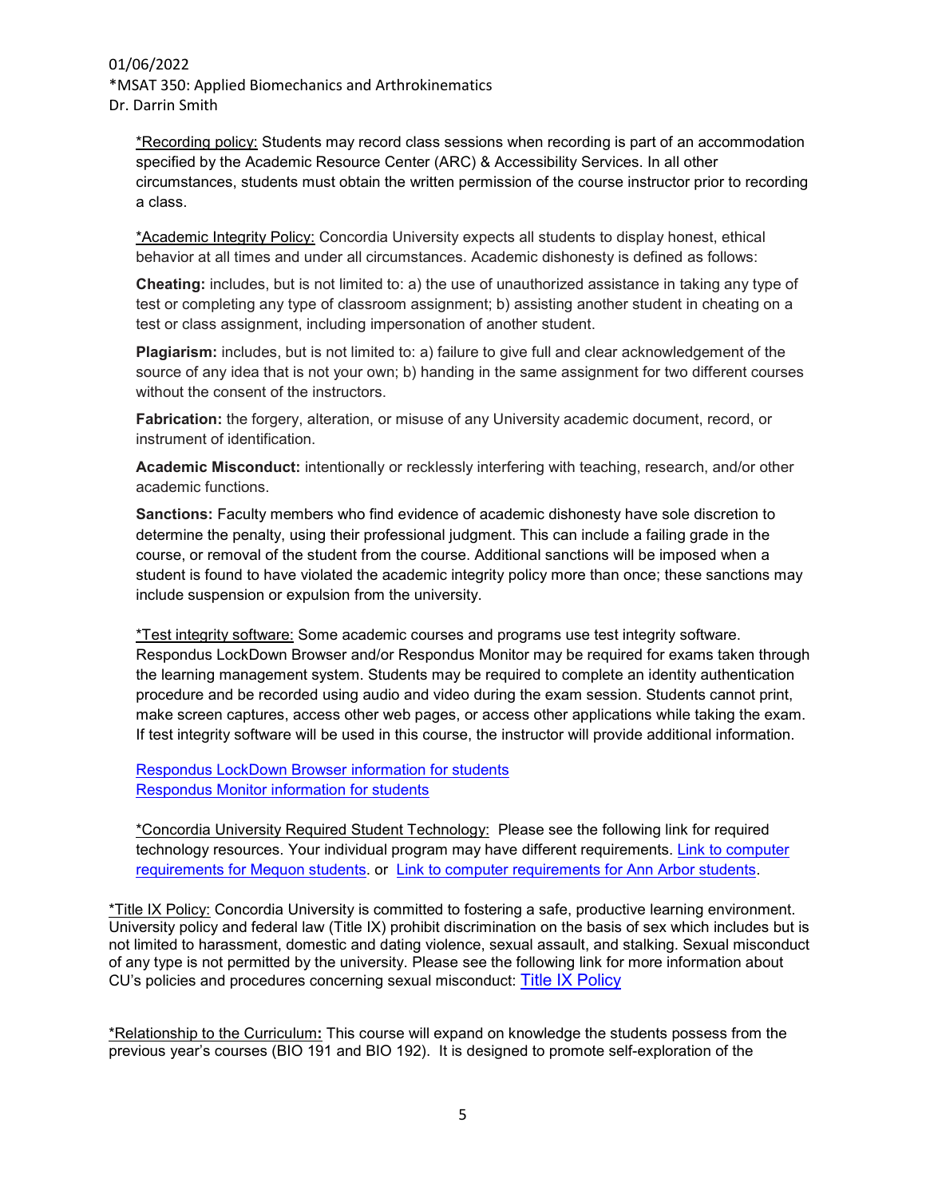*Recording policy: Students may record class sessions when recording is part of an accommodation specified by the Academic Resource Center (ARC) & Accessibility Services. In all other circumstances, students must obtain the written permission of the course instructor prior to recording a class.

*Academic Integrity Policy: Concordia University expects all students to display honest, ethical behavior at all times and under all circumstances. Academic dishonesty is defined as follows:

**Cheating:** includes, but is not limited to: a) the use of unauthorized assistance in taking any type of test or completing any type of classroom assignment; b) assisting another student in cheating on a test or class assignment, including impersonation of another student.

**Plagiarism:** includes, but is not limited to: a) failure to give full and clear acknowledgement of the source of any idea that is not your own; b) handing in the same assignment for two different courses without the consent of the instructors.

**Fabrication:** the forgery, alteration, or misuse of any University academic document, record, or instrument of identification.

**Academic Misconduct:** intentionally or recklessly interfering with teaching, research, and/or other academic functions.

**Sanctions:** Faculty members who find evidence of academic dishonesty have sole discretion to determine the penalty, using their professional judgment. This can include a failing grade in the course, or removal of the student from the course. Additional sanctions will be imposed when a student is found to have violated the academic integrity policy more than once; these sanctions may include suspension or expulsion from the university.

*Test integrity software: Some academic courses and programs use test integrity software. Respondus LockDown Browser and/or Respondus Monitor may be required for exams taken through the learning management system. Students may be required to complete an identity authentication procedure and be recorded using audio and video during the exam session. Students cannot print, make screen captures, access other web pages, or access other applications while taking the exam. If test integrity software will be used in this course, the instructor will provide additional information.

Respondus LockDown Browser information for students
Respondus Monitor information for students

*Concordia University Required Student Technology: Please see the following link for required technology resources. Your individual program may have different requirements. Link to computer requirements for Mequon students. or Link to computer requirements for Ann Arbor students.

*Title IX Policy: Concordia University is committed to fostering a safe, productive learning environment. University policy and federal law (Title IX) prohibit discrimination on the basis of sex which includes but is not limited to harassment, domestic and dating violence, sexual assault, and stalking. Sexual misconduct of any type is not permitted by the university. Please see the following link for more information about CU's policies and procedures concerning sexual misconduct: Title IX Policy

*Relationship to the Curriculum**:** This course will expand on knowledge the students possess from the previous year's courses (BIO 191 and BIO 192). It is designed to promote self-exploration of the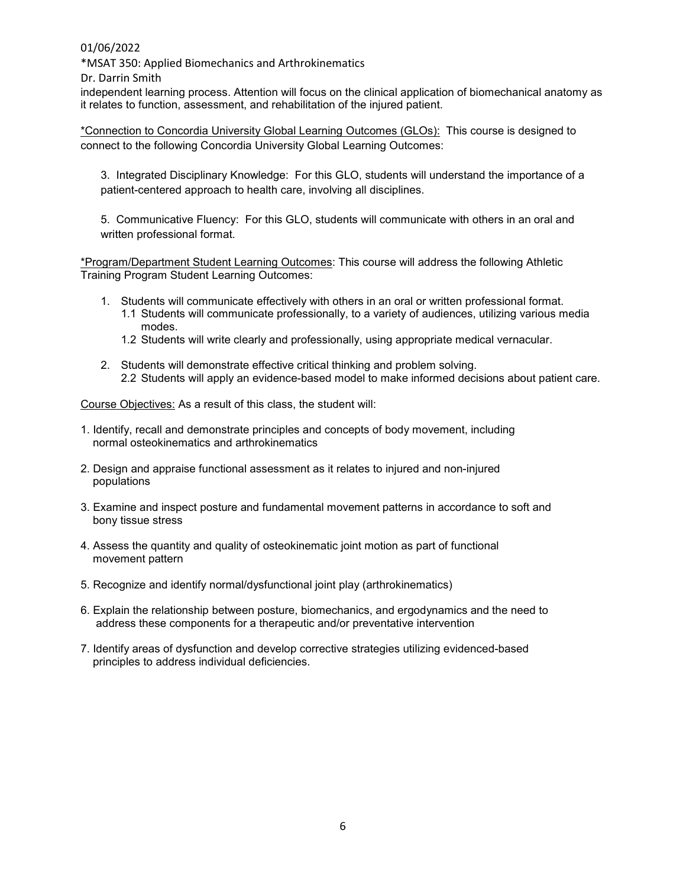independent learning process. Attention will focus on the clinical application of biomechanical anatomy as it relates to function, assessment, and rehabilitation of the injured patient.

*Connection to Concordia University Global Learning Outcomes (GLOs):* This course is designed to connect to the following Concordia University Global Learning Outcomes:

3. Integrated Disciplinary Knowledge: For this GLO, students will understand the importance of a patient-centered approach to health care, involving all disciplines.

5. Communicative Fluency: For this GLO, students will communicate with others in an oral and written professional format.

*Program/Department Student Learning Outcomes: This course will address the following Athletic Training Program Student Learning Outcomes:

1. Students will communicate effectively with others in an oral or written professional format.
   - 1.1 Students will communicate professionally, to a variety of audiences, utilizing various media modes.
   - 1.2 Students will write clearly and professionally, using appropriate medical vernacular.
2. Students will demonstrate effective critical thinking and problem solving.
   - 2.2 Students will apply an evidence-based model to make informed decisions about patient care.

Course Objectives: As a result of this class, the student will:

1. Identify, recall and demonstrate principles and concepts of body movement, including normal osteokinematics and arthrokinematics
2. Design and appraise functional assessment as it relates to injured and non-injured populations
3. Examine and inspect posture and fundamental movement patterns in accordance to soft and bony tissue stress
4. Assess the quantity and quality of osteokinematic joint motion as part of functional movement pattern
5. Recognize and identify normal/dysfunctional joint play (arthrokinematics)
6. Explain the relationship between posture, biomechanics, and ergodynamics and the need to address these components for a therapeutic and/or preventative intervention
7. Identify areas of dysfunction and develop corrective strategies utilizing evidenced-based principles to address individual deficiencies.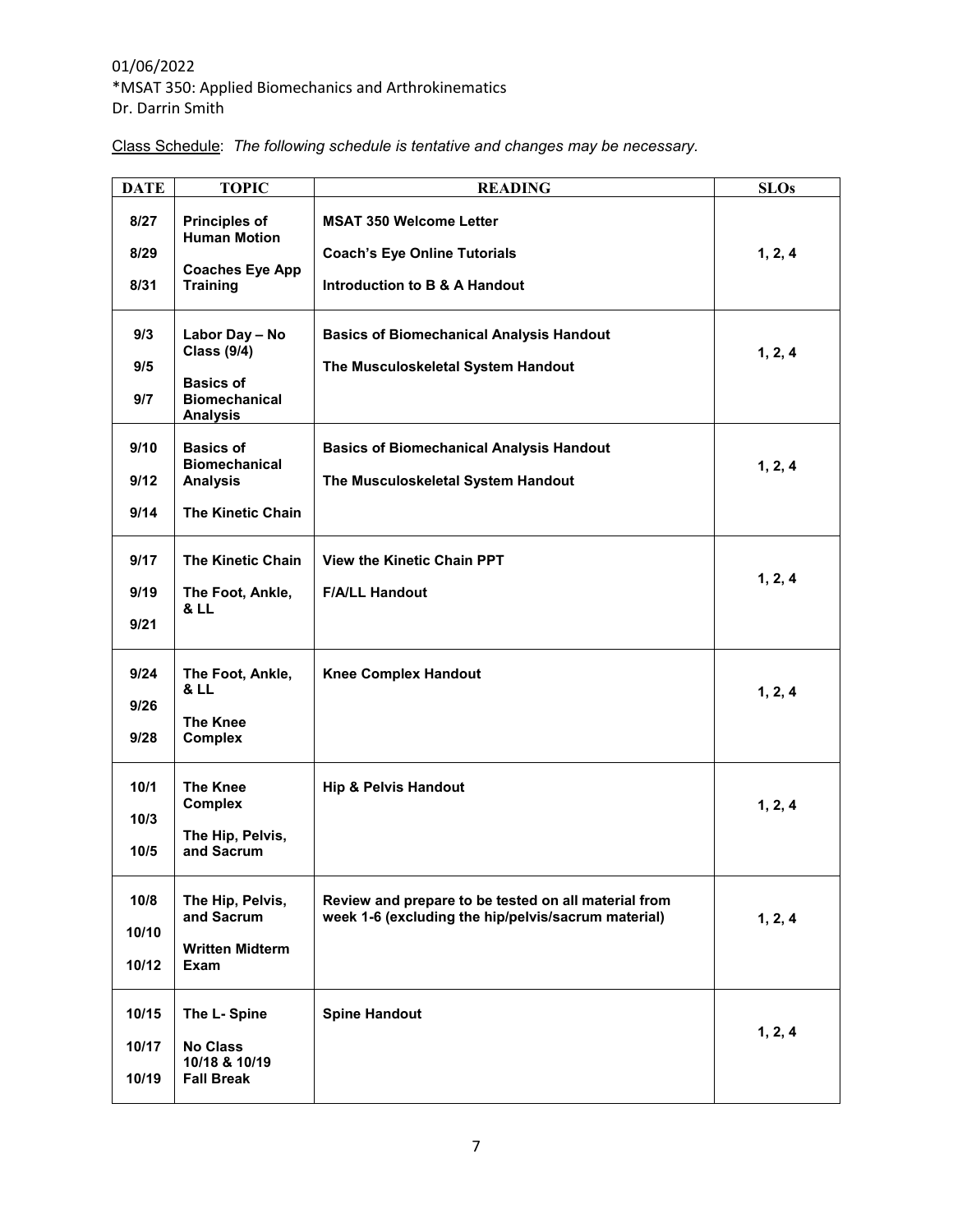01/06/2022
*MSAT 350: Applied Biomechanics and Arthrokinematics
Dr. Darrin Smith

Class Schedule: *The following schedule is tentative and changes may be necessary.*

| DATE | TOPIC | READING | SLOs |
|---|---|---|---|
| **8/27**<br>**8/29**<br>**8/31** | **Principles of Human Motion**<br>**Coaches Eye App Training** | **MSAT 350 Welcome Letter**<br>**Coach's Eye Online Tutorials**<br>**Introduction to B & A Handout** | **1, 2, 4** |
| **9/3**<br>**9/5**<br>**9/7** | **Labor Day – No Class (9/4)**<br>**Basics of Biomechanical Analysis** | **Basics of Biomechanical Analysis Handout**<br>**The Musculoskeletal System Handout** | **1, 2, 4** |
| **9/10**<br>**9/12**<br>**9/14** | **Basics of Biomechanical Analysis**<br>**The Kinetic Chain** | **Basics of Biomechanical Analysis Handout**<br>**The Musculoskeletal System Handout** | **1, 2, 4** |
| **9/17**<br>**9/19**<br>**9/21** | **The Kinetic Chain**<br>**The Foot, Ankle, & LL** | **View the Kinetic Chain PPT**<br>**F/A/LL Handout** | **1, 2, 4** |
| **9/24**<br>**9/26**<br>**9/28** | **The Foot, Ankle, & LL**<br>**The Knee Complex** | **Knee Complex Handout** | **1, 2, 4** |
| **10/1**<br>**10/3**<br>**10/5** | **The Knee Complex**<br>**The Hip, Pelvis, and Sacrum** | **Hip & Pelvis Handout** | **1, 2, 4** |
| **10/8**<br>**10/10**<br>**10/12** | **The Hip, Pelvis, and Sacrum**<br>**Written Midterm Exam** | **Review and prepare to be tested on all material from week 1-6 (excluding the hip/pelvis/sacrum material)** | **1, 2, 4** |
| **10/15**<br>**10/17**<br>**10/19** | **The L- Spine**<br>**No Class 10/18 & 10/19 Fall Break** | **Spine Handout** | **1, 2, 4** |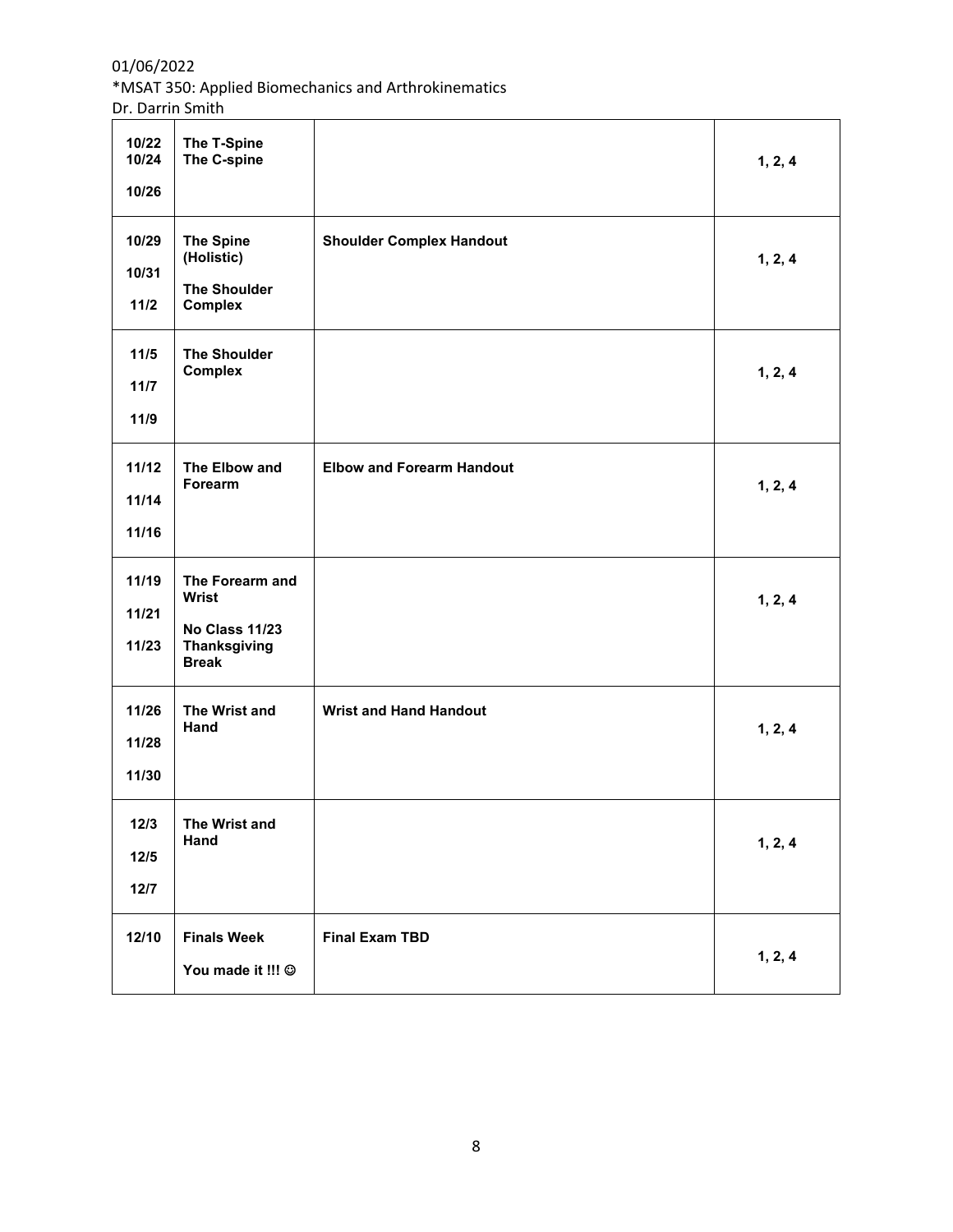01/06/2022
*MSAT 350: Applied Biomechanics and Arthrokinematics
Dr. Darrin Smith

| | | | |
|---|---|---|---|
| **10/22**<br>**10/24**<br>**10/26** | **The T-Spine**<br>**The C-spine** | | **1, 2, 4** |
| **10/29**<br>**10/31**<br>**11/2** | **The Spine (Holistic)**<br>**The Shoulder Complex** | **Shoulder Complex Handout** | **1, 2, 4** |
| **11/5**<br>**11/7**<br>**11/9** | **The Shoulder Complex** | | **1, 2, 4** |
| **11/12**<br>**11/14**<br>**11/16** | **The Elbow and Forearm** | **Elbow and Forearm Handout** | **1, 2, 4** |
| **11/19**<br>**11/21**<br>**11/23** | **The Forearm and Wrist**<br>**No Class 11/23 Thanksgiving Break** | | **1, 2, 4** |
| **11/26**<br>**11/28**<br>**11/30** | **The Wrist and Hand** | **Wrist and Hand Handout** | **1, 2, 4** |
| **12/3**<br>**12/5**<br>**12/7** | **The Wrist and Hand** | | **1, 2, 4** |
| **12/10** | **Finals Week**<br>**You made it !!! ☺** | **Final Exam TBD** | **1, 2, 4** |